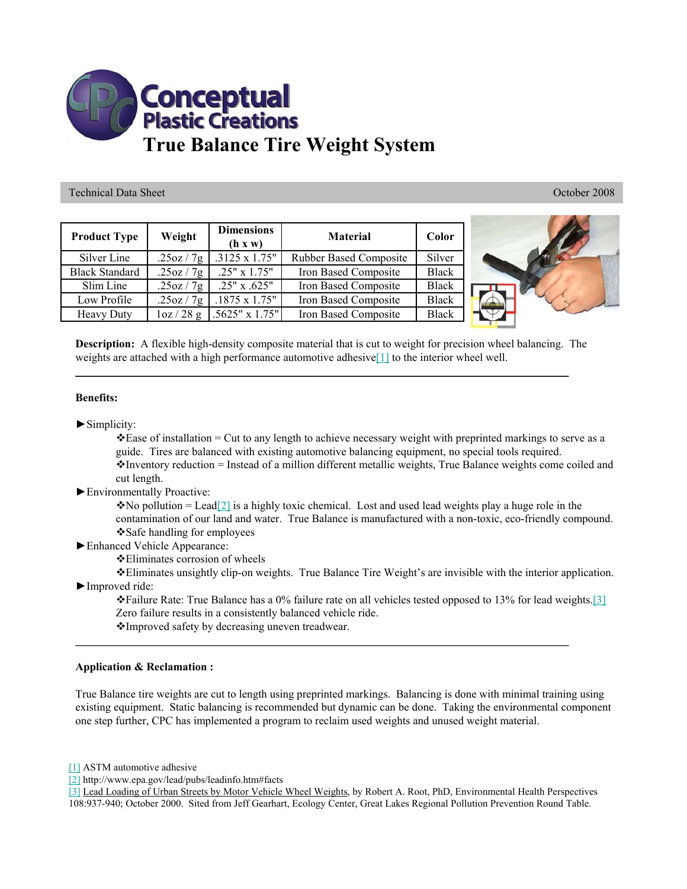# Conceptual Plastic Creations

# True Balance Tire Weight System

Technical Data Sheet — October 2008

| Product Type | Weight | Dimensions (h x w) | Material | Color |
|---|---|---|---|---|
| Silver Line | .25oz / 7g | .3125 x 1.75" | Rubber Based Composite | Silver |
| Black Standard | .25oz / 7g | .25" x 1.75" | Iron Based Composite | Black |
| Slim Line | .25oz / 7g | .25" x .625" | Iron Based Composite | Black |
| Low Profile | .25oz / 7g | .1875 x 1.75" | Iron Based Composite | Black |
| Heavy Duty | 1oz / 28 g | .5625" x 1.75" | Iron Based Composite | Black |

**Description:** A flexible high-density composite material that is cut to weight for precision wheel balancing. The weights are attached with a high performance automotive adhesive[1] to the interior wheel well.

---

**Benefits:**

► Simplicity:
- ❖Ease of installation = Cut to any length to achieve necessary weight with preprinted markings to serve as a guide. Tires are balanced with existing automotive balancing equipment, no special tools required.
- ❖Inventory reduction = Instead of a million different metallic weights, True Balance weights come coiled and cut length.

► Environmentally Proactive:
- ❖No pollution = Lead[2] is a highly toxic chemical. Lost and used lead weights play a huge role in the contamination of our land and water. True Balance is manufactured with a non-toxic, eco-friendly compound.
- ❖Safe handling for employees

► Enhanced Vehicle Appearance:
- ❖Eliminates corrosion of wheels
- ❖Eliminates unsightly clip-on weights. True Balance Tire Weight's are invisible with the interior application.

► Improved ride:
- ❖Failure Rate: True Balance has a 0% failure rate on all vehicles tested opposed to 13% for lead weights.[3] Zero failure results in a consistently balanced vehicle ride.
- ❖Improved safety by decreasing uneven treadwear.

---

**Application & Reclamation :**

True Balance tire weights are cut to length using preprinted markings. Balancing is done with minimal training using existing equipment. Static balancing is recommended but dynamic can be done. Taking the environmental component one step further, CPC has implemented a program to reclaim used weights and unused weight material.

[1] ASTM automotive adhesive
[2] http://www.epa.gov/lead/pubs/leadinfo.htm#facts
[3] Lead Loading of Urban Streets by Motor Vehicle Wheel Weights, by Robert A. Root, PhD, Environmental Health Perspectives 108:937-940; October 2000. Sited from Jeff Gearhart, Ecology Center, Great Lakes Regional Pollution Prevention Round Table.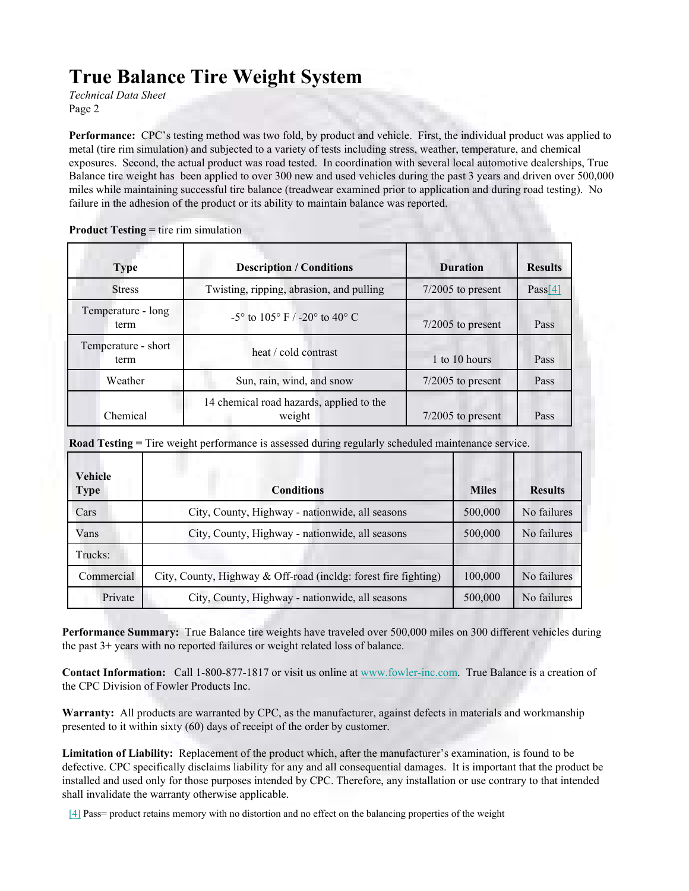# True Balance Tire Weight System

*Technical Data Sheet*
Page 2

**Performance:** CPC's testing method was two fold, by product and vehicle. First, the individual product was applied to metal (tire rim simulation) and subjected to a variety of tests including stress, weather, temperature, and chemical exposures. Second, the actual product was road tested. In coordination with several local automotive dealerships, True Balance tire weight has been applied to over 300 new and used vehicles during the past 3 years and driven over 500,000 miles while maintaining successful tire balance (treadwear examined prior to application and during road testing). No failure in the adhesion of the product or its ability to maintain balance was reported.

**Product Testing =** tire rim simulation

| Type | Description / Conditions | Duration | Results |
|---|---|---|---|
| Stress | Twisting, ripping, abrasion, and pulling | 7/2005 to present | Pass[4] |
| Temperature - long term | -5° to 105° F / -20° to 40° C | 7/2005 to present | Pass |
| Temperature - short term | heat / cold contrast | 1 to 10 hours | Pass |
| Weather | Sun, rain, wind, and snow | 7/2005 to present | Pass |
| Chemical | 14 chemical road hazards, applied to the weight | 7/2005 to present | Pass |

**Road Testing =** Tire weight performance is assessed during regularly scheduled maintenance service.

| Vehicle Type | Conditions | Miles | Results |
|---|---|---|---|
| Cars | City, County, Highway - nationwide, all seasons | 500,000 | No failures |
| Vans | City, County, Highway - nationwide, all seasons | 500,000 | No failures |
| Trucks: | | | |
| Commercial | City, County, Highway & Off-road (incldg: forest fire fighting) | 100,000 | No failures |
| Private | City, County, Highway - nationwide, all seasons | 500,000 | No failures |

**Performance Summary:** True Balance tire weights have traveled over 500,000 miles on 300 different vehicles during the past 3+ years with no reported failures or weight related loss of balance.

**Contact Information:** Call 1-800-877-1817 or visit us online at www.fowler-inc.com. True Balance is a creation of the CPC Division of Fowler Products Inc.

**Warranty:** All products are warranted by CPC, as the manufacturer, against defects in materials and workmanship presented to it within sixty (60) days of receipt of the order by customer.

**Limitation of Liability:** Replacement of the product which, after the manufacturer's examination, is found to be defective. CPC specifically disclaims liability for any and all consequential damages. It is important that the product be installed and used only for those purposes intended by CPC. Therefore, any installation or use contrary to that intended shall invalidate the warranty otherwise applicable.

[4] Pass= product retains memory with no distortion and no effect on the balancing properties of the weight